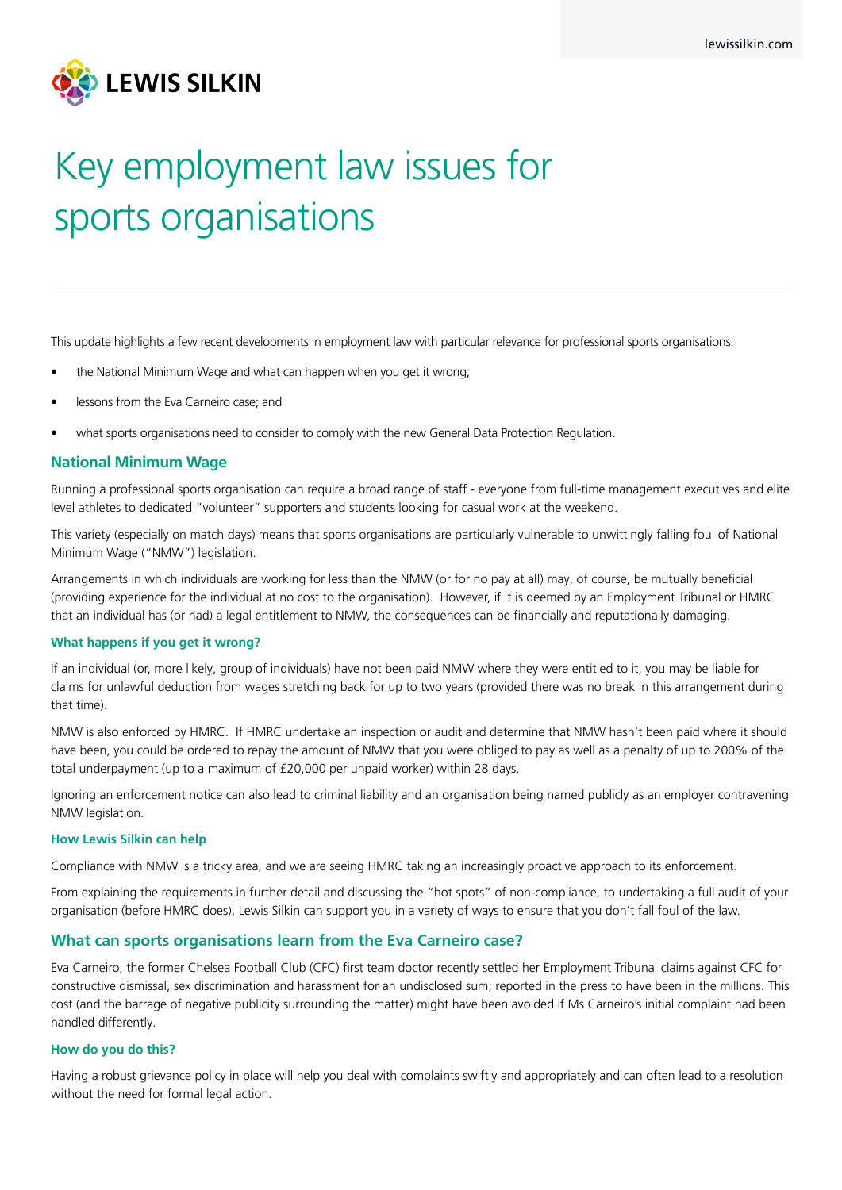# Key employment law issues for sports organisations

This update highlights a few recent developments in employment law with particular relevance for professional sports organisations:

- the National Minimum Wage and what can happen when you get it wrong;
- lessons from the Eva Carneiro case; and
- what sports organisations need to consider to comply with the new General Data Protection Regulation.

## National Minimum Wage

Running a professional sports organisation can require a broad range of staff - everyone from full-time management executives and elite level athletes to dedicated "volunteer" supporters and students looking for casual work at the weekend.

This variety (especially on match days) means that sports organisations are particularly vulnerable to unwittingly falling foul of National Minimum Wage ("NMW") legislation.

Arrangements in which individuals are working for less than the NMW (or for no pay at all) may, of course, be mutually beneficial (providing experience for the individual at no cost to the organisation). However, if it is deemed by an Employment Tribunal or HMRC that an individual has (or had) a legal entitlement to NMW, the consequences can be financially and reputationally damaging.

### What happens if you get it wrong?

If an individual (or, more likely, group of individuals) have not been paid NMW where they were entitled to it, you may be liable for claims for unlawful deduction from wages stretching back for up to two years (provided there was no break in this arrangement during that time).

NMW is also enforced by HMRC. If HMRC undertake an inspection or audit and determine that NMW hasn't been paid where it should have been, you could be ordered to repay the amount of NMW that you were obliged to pay as well as a penalty of up to 200% of the total underpayment (up to a maximum of £20,000 per unpaid worker) within 28 days.

Ignoring an enforcement notice can also lead to criminal liability and an organisation being named publicly as an employer contravening NMW legislation.

### How Lewis Silkin can help

Compliance with NMW is a tricky area, and we are seeing HMRC taking an increasingly proactive approach to its enforcement.

From explaining the requirements in further detail and discussing the "hot spots" of non-compliance, to undertaking a full audit of your organisation (before HMRC does), Lewis Silkin can support you in a variety of ways to ensure that you don't fall foul of the law.

## What can sports organisations learn from the Eva Carneiro case?

Eva Carneiro, the former Chelsea Football Club (CFC) first team doctor recently settled her Employment Tribunal claims against CFC for constructive dismissal, sex discrimination and harassment for an undisclosed sum; reported in the press to have been in the millions. This cost (and the barrage of negative publicity surrounding the matter) might have been avoided if Ms Carneiro's initial complaint had been handled differently.

### How do you do this?

Having a robust grievance policy in place will help you deal with complaints swiftly and appropriately and can often lead to a resolution without the need for formal legal action.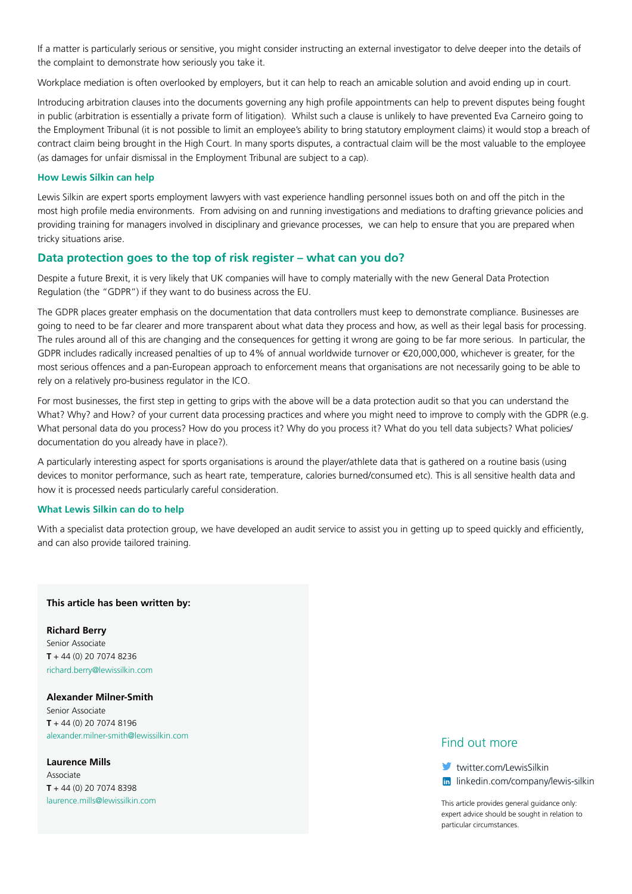If a matter is particularly serious or sensitive, you might consider instructing an external investigator to delve deeper into the details of the complaint to demonstrate how seriously you take it.

Workplace mediation is often overlooked by employers, but it can help to reach an amicable solution and avoid ending up in court.

Introducing arbitration clauses into the documents governing any high profile appointments can help to prevent disputes being fought in public (arbitration is essentially a private form of litigation). Whilst such a clause is unlikely to have prevented Eva Carneiro going to the Employment Tribunal (it is not possible to limit an employee's ability to bring statutory employment claims) it would stop a breach of contract claim being brought in the High Court. In many sports disputes, a contractual claim will be the most valuable to the employee (as damages for unfair dismissal in the Employment Tribunal are subject to a cap).

#### How Lewis Silkin can help

Lewis Silkin are expert sports employment lawyers with vast experience handling personnel issues both on and off the pitch in the most high profile media environments. From advising on and running investigations and mediations to drafting grievance policies and providing training for managers involved in disciplinary and grievance processes, we can help to ensure that you are prepared when tricky situations arise.

## Data protection goes to the top of risk register – what can you do?

Despite a future Brexit, it is very likely that UK companies will have to comply materially with the new General Data Protection Regulation (the "GDPR") if they want to do business across the EU.

The GDPR places greater emphasis on the documentation that data controllers must keep to demonstrate compliance. Businesses are going to need to be far clearer and more transparent about what data they process and how, as well as their legal basis for processing. The rules around all of this are changing and the consequences for getting it wrong are going to be far more serious. In particular, the GDPR includes radically increased penalties of up to 4% of annual worldwide turnover or €20,000,000, whichever is greater, for the most serious offences and a pan-European approach to enforcement means that organisations are not necessarily going to be able to rely on a relatively pro-business regulator in the ICO.

For most businesses, the first step in getting to grips with the above will be a data protection audit so that you can understand the What? Why? and How? of your current data processing practices and where you might need to improve to comply with the GDPR (e.g. What personal data do you process? How do you process it? Why do you process it? What do you tell data subjects? What policies/documentation do you already have in place?).

A particularly interesting aspect for sports organisations is around the player/athlete data that is gathered on a routine basis (using devices to monitor performance, such as heart rate, temperature, calories burned/consumed etc). This is all sensitive health data and how it is processed needs particularly careful consideration.

#### What Lewis Silkin can do to help

With a specialist data protection group, we have developed an audit service to assist you in getting up to speed quickly and efficiently, and can also provide tailored training.

**This article has been written by:**

**Richard Berry**
Senior Associate
**T** + 44 (0) 20 7074 8236
richard.berry@lewissilkin.com

**Alexander Milner-Smith**
Senior Associate
**T** + 44 (0) 20 7074 8196
alexander.milner-smith@lewissilkin.com

**Laurence Mills**
Associate
**T** + 44 (0) 20 7074 8398
laurence.mills@lewissilkin.com

### Find out more

twitter.com/LewisSilkin
linkedin.com/company/lewis-silkin

This article provides general guidance only: expert advice should be sought in relation to particular circumstances.